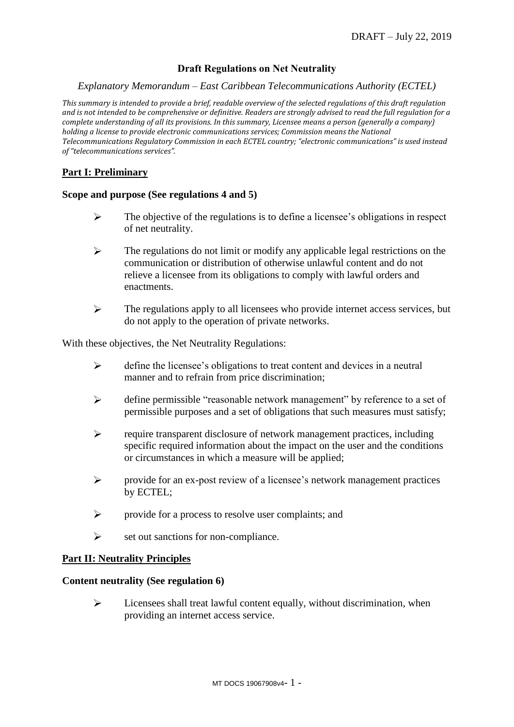DRAFT – July 22, 2019

# Draft Regulations on Net Neutrality

*Explanatory Memorandum – East Caribbean Telecommunications Authority (ECTEL)*

*This summary is intended to provide a brief, readable overview of the selected regulations of this draft regulation and is not intended to be comprehensive or definitive. Readers are strongly advised to read the full regulation for a complete understanding of all its provisions. In this summary, Licensee means a person (generally a company) holding a license to provide electronic communications services; Commission means the National Telecommunications Regulatory Commission in each ECTEL country; "electronic communications" is used instead of "telecommunications services".*

## Part I: Preliminary

### Scope and purpose (See regulations 4 and 5)

- The objective of the regulations is to define a licensee's obligations in respect of net neutrality.
- The regulations do not limit or modify any applicable legal restrictions on the communication or distribution of otherwise unlawful content and do not relieve a licensee from its obligations to comply with lawful orders and enactments.
- The regulations apply to all licensees who provide internet access services, but do not apply to the operation of private networks.

With these objectives, the Net Neutrality Regulations:

- define the licensee's obligations to treat content and devices in a neutral manner and to refrain from price discrimination;
- define permissible "reasonable network management" by reference to a set of permissible purposes and a set of obligations that such measures must satisfy;
- require transparent disclosure of network management practices, including specific required information about the impact on the user and the conditions or circumstances in which a measure will be applied;
- provide for an ex-post review of a licensee's network management practices by ECTEL;
- provide for a process to resolve user complaints; and
- set out sanctions for non-compliance.

## Part II: Neutrality Principles

### Content neutrality (See regulation 6)

- Licensees shall treat lawful content equally, without discrimination, when providing an internet access service.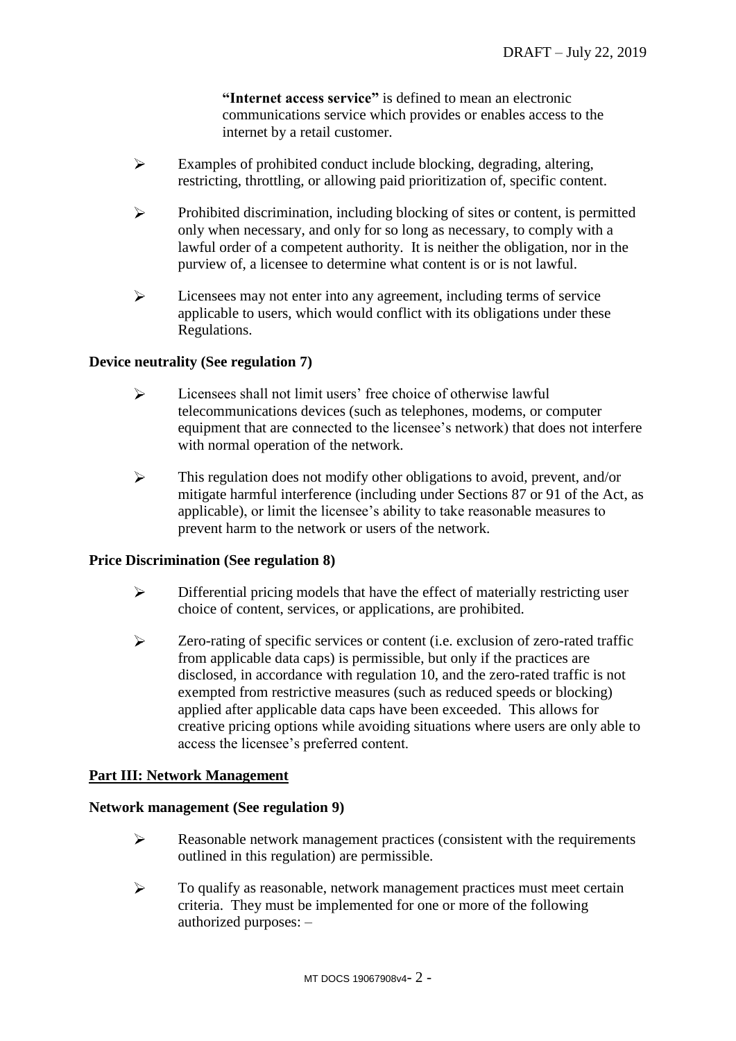**"Internet access service"** is defined to mean an electronic communications service which provides or enables access to the internet by a retail customer.

- Examples of prohibited conduct include blocking, degrading, altering, restricting, throttling, or allowing paid prioritization of, specific content.
- Prohibited discrimination, including blocking of sites or content, is permitted only when necessary, and only for so long as necessary, to comply with a lawful order of a competent authority. It is neither the obligation, nor in the purview of, a licensee to determine what content is or is not lawful.
- Licensees may not enter into any agreement, including terms of service applicable to users, which would conflict with its obligations under these Regulations.

**Device neutrality (See regulation 7)**

- Licensees shall not limit users' free choice of otherwise lawful telecommunications devices (such as telephones, modems, or computer equipment that are connected to the licensee's network) that does not interfere with normal operation of the network.
- This regulation does not modify other obligations to avoid, prevent, and/or mitigate harmful interference (including under Sections 87 or 91 of the Act, as applicable), or limit the licensee's ability to take reasonable measures to prevent harm to the network or users of the network.

**Price Discrimination (See regulation 8)**

- Differential pricing models that have the effect of materially restricting user choice of content, services, or applications, are prohibited.
- Zero-rating of specific services or content (i.e. exclusion of zero-rated traffic from applicable data caps) is permissible, but only if the practices are disclosed, in accordance with regulation 10, and the zero-rated traffic is not exempted from restrictive measures (such as reduced speeds or blocking) applied after applicable data caps have been exceeded. This allows for creative pricing options while avoiding situations where users are only able to access the licensee's preferred content.

**Part III: Network Management**

**Network management (See regulation 9)**

- Reasonable network management practices (consistent with the requirements outlined in this regulation) are permissible.
- To qualify as reasonable, network management practices must meet certain criteria. They must be implemented for one or more of the following authorized purposes: –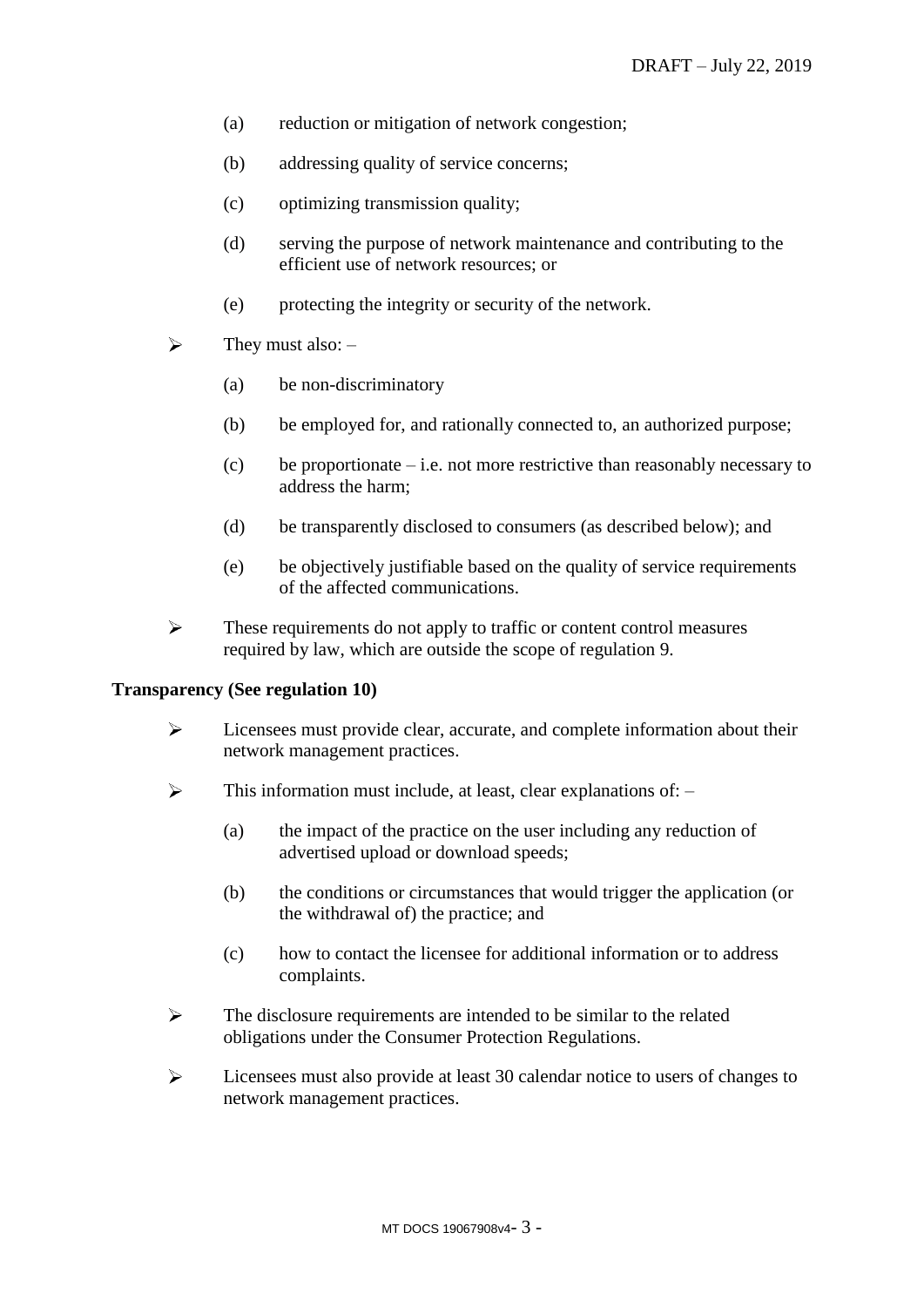(a) reduction or mitigation of network congestion;

(b) addressing quality of service concerns;

(c) optimizing transmission quality;

(d) serving the purpose of network maintenance and contributing to the efficient use of network resources; or

(e) protecting the integrity or security of the network.

- They must also: –

  (a) be non-discriminatory

  (b) be employed for, and rationally connected to, an authorized purpose;

  (c) be proportionate – i.e. not more restrictive than reasonably necessary to address the harm;

  (d) be transparently disclosed to consumers (as described below); and

  (e) be objectively justifiable based on the quality of service requirements of the affected communications.

- These requirements do not apply to traffic or content control measures required by law, which are outside the scope of regulation 9.

**Transparency (See regulation 10)**

- Licensees must provide clear, accurate, and complete information about their network management practices.

- This information must include, at least, clear explanations of: –

  (a) the impact of the practice on the user including any reduction of advertised upload or download speeds;

  (b) the conditions or circumstances that would trigger the application (or the withdrawal of) the practice; and

  (c) how to contact the licensee for additional information or to address complaints.

- The disclosure requirements are intended to be similar to the related obligations under the Consumer Protection Regulations.

- Licensees must also provide at least 30 calendar notice to users of changes to network management practices.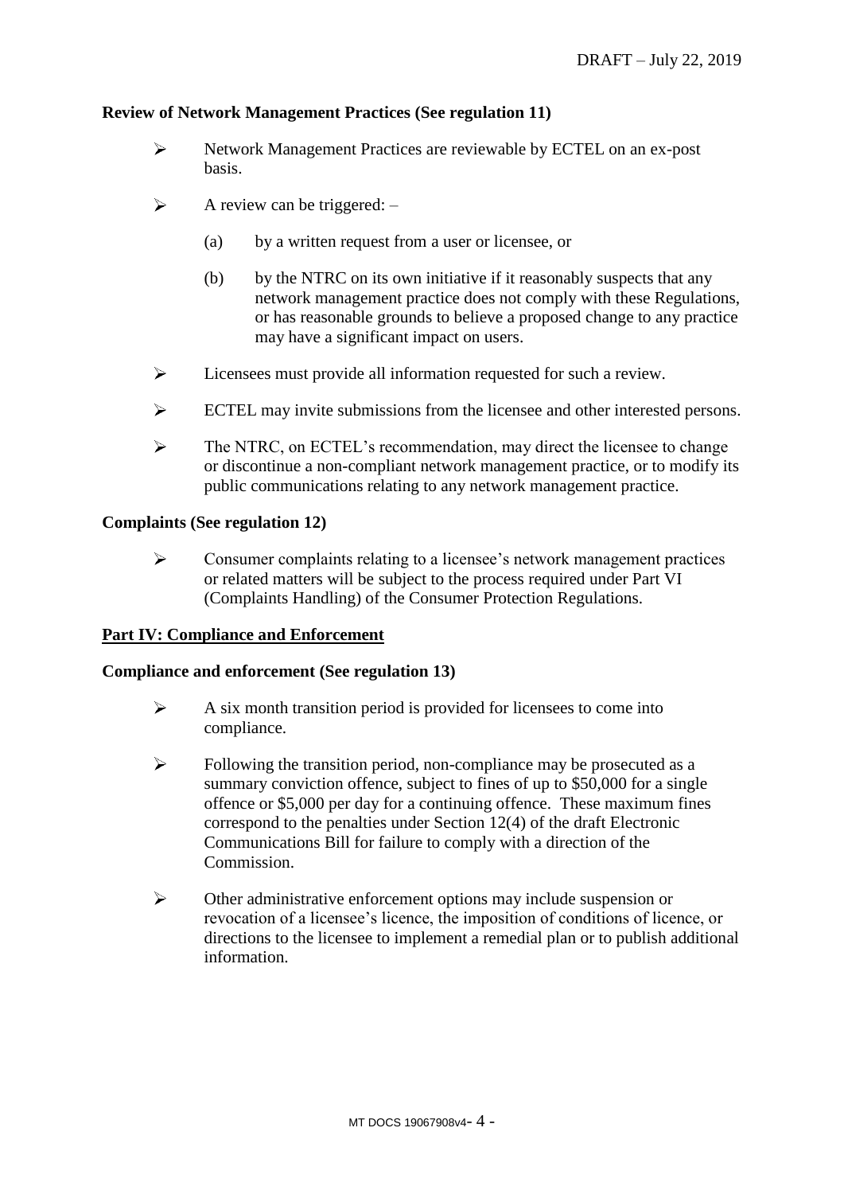**Review of Network Management Practices (See regulation 11)**

- Network Management Practices are reviewable by ECTEL on an ex-post basis.
- A review can be triggered: –
  - (a) by a written request from a user or licensee, or
  - (b) by the NTRC on its own initiative if it reasonably suspects that any network management practice does not comply with these Regulations, or has reasonable grounds to believe a proposed change to any practice may have a significant impact on users.
- Licensees must provide all information requested for such a review.
- ECTEL may invite submissions from the licensee and other interested persons.
- The NTRC, on ECTEL's recommendation, may direct the licensee to change or discontinue a non-compliant network management practice, or to modify its public communications relating to any network management practice.

**Complaints (See regulation 12)**

- Consumer complaints relating to a licensee's network management practices or related matters will be subject to the process required under Part VI (Complaints Handling) of the Consumer Protection Regulations.

## Part IV: Compliance and Enforcement

**Compliance and enforcement (See regulation 13)**

- A six month transition period is provided for licensees to come into compliance.
- Following the transition period, non-compliance may be prosecuted as a summary conviction offence, subject to fines of up to $50,000 for a single offence or $5,000 per day for a continuing offence. These maximum fines correspond to the penalties under Section 12(4) of the draft Electronic Communications Bill for failure to comply with a direction of the Commission.
- Other administrative enforcement options may include suspension or revocation of a licensee's licence, the imposition of conditions of licence, or directions to the licensee to implement a remedial plan or to publish additional information.